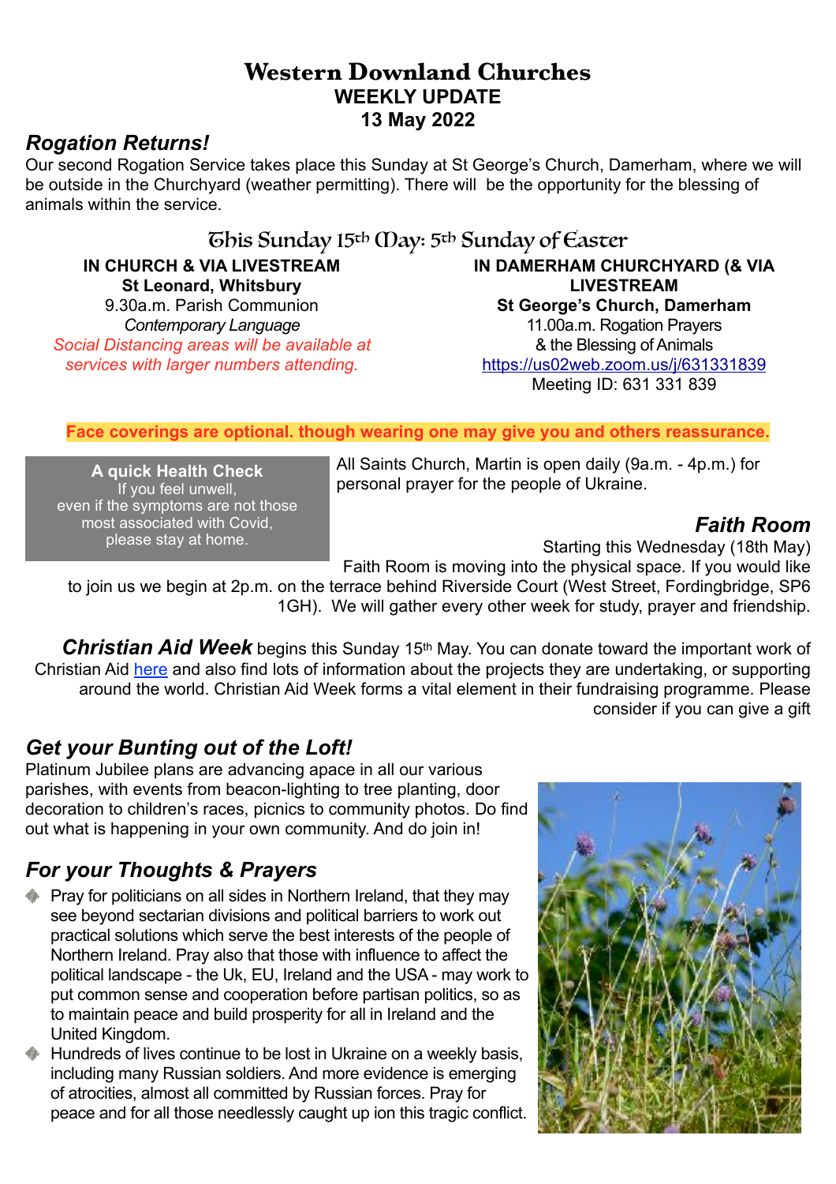# Western Downland Churches

## WEEKLY UPDATE

## 13 May 2022

### *Rogation Returns!*

Our second Rogation Service takes place this Sunday at St George's Church, Damerham, where we will be outside in the Churchyard (weather permitting). There will be the opportunity for the blessing of animals within the service.

## This Sunday 15th May: 5th Sunday of Easter

**IN CHURCH & VIA LIVESTREAM**
**St Leonard, Whitsbury**
9.30a.m. Parish Communion
*Contemporary Language*
*Social Distancing areas will be available at services with larger numbers attending.*

**IN DAMERHAM CHURCHYARD (& VIA LIVESTREAM**
**St George's Church, Damerham**
11.00a.m. Rogation Prayers
& the Blessing of Animals
https://us02web.zoom.us/j/631331839
Meeting ID: 631 331 839

**Face coverings are optional. though wearing one may give you and others reassurance.**

**A quick Health Check**
If you feel unwell,
even if the symptoms are not those most associated with Covid,
please stay at home.

All Saints Church, Martin is open daily (9a.m. - 4p.m.) for personal prayer for the people of Ukraine.

### *Faith Room*

Starting this Wednesday (18th May) Faith Room is moving into the physical space. If you would like to join us we begin at 2p.m. on the terrace behind Riverside Court (West Street, Fordingbridge, SP6 1GH). We will gather every other week for study, prayer and friendship.

***Christian Aid Week*** begins this Sunday 15th May. You can donate toward the important work of Christian Aid here and also find lots of information about the projects they are undertaking, or supporting around the world. Christian Aid Week forms a vital element in their fundraising programme. Please consider if you can give a gift

### *Get your Bunting out of the Loft!*

Platinum Jubilee plans are advancing apace in all our various parishes, with events from beacon-lighting to tree planting, door decoration to children's races, picnics to community photos. Do find out what is happening in your own community. And do join in!

### *For your Thoughts & Prayers*

- Pray for politicians on all sides in Northern Ireland, that they may see beyond sectarian divisions and political barriers to work out practical solutions which serve the best interests of the people of Northern Ireland. Pray also that those with influence to affect the political landscape - the Uk, EU, Ireland and the USA - may work to put common sense and cooperation before partisan politics, so as to maintain peace and build prosperity for all in Ireland and the United Kingdom.
- Hundreds of lives continue to be lost in Ukraine on a weekly basis, including many Russian soldiers. And more evidence is emerging of atrocities, almost all committed by Russian forces. Pray for peace and for all those needlessly caught up ion this tragic conflict.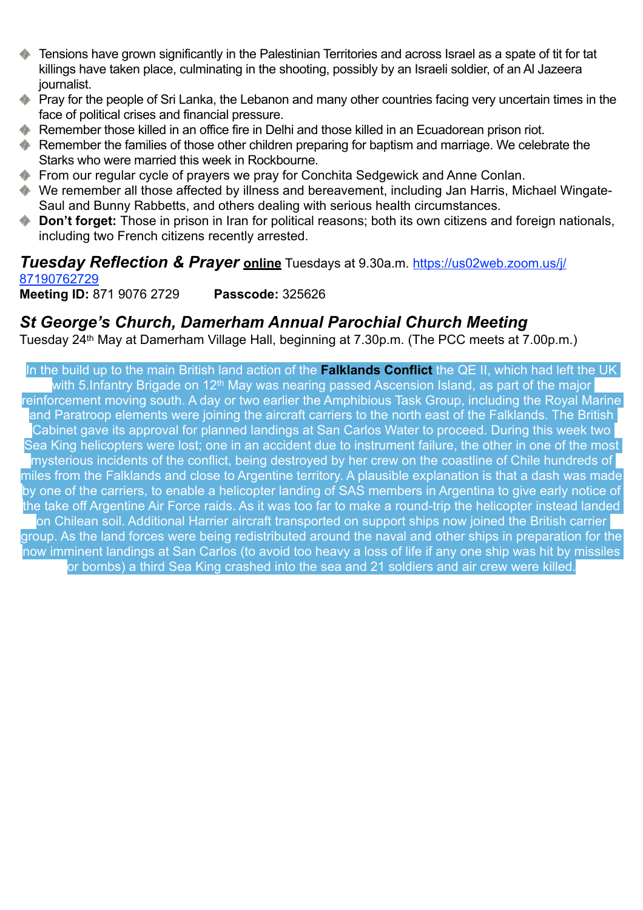- Tensions have grown significantly in the Palestinian Territories and across Israel as a spate of tit for tat killings have taken place, culminating in the shooting, possibly by an Israeli soldier, of an Al Jazeera journalist.
- Pray for the people of Sri Lanka, the Lebanon and many other countries facing very uncertain times in the face of political crises and financial pressure.
- Remember those killed in an office fire in Delhi and those killed in an Ecuadorean prison riot.
- Remember the families of those other children preparing for baptism and marriage. We celebrate the Starks who were married this week in Rockbourne.
- From our regular cycle of prayers we pray for Conchita Sedgewick and Anne Conlan.
- We remember all those affected by illness and bereavement, including Jan Harris, Michael Wingate-Saul and Bunny Rabbetts, and others dealing with serious health circumstances.
- **Don't forget:** Those in prison in Iran for political reasons; both its own citizens and foreign nationals, including two French citizens recently arrested.

***Tuesday Reflection & Prayer*** **online** Tuesdays at 9.30a.m. https://us02web.zoom.us/j/87190762729
**Meeting ID:** 871 9076 2729 **Passcode:** 325626

## *St George's Church, Damerham Annual Parochial Church Meeting*

Tuesday 24th May at Damerham Village Hall, beginning at 7.30p.m. (The PCC meets at 7.00p.m.)

In the build up to the main British land action of the **Falklands Conflict** the QE II, which had left the UK with 5.Infantry Brigade on 12th May was nearing passed Ascension Island, as part of the major reinforcement moving south. A day or two earlier the Amphibious Task Group, including the Royal Marine and Paratroop elements were joining the aircraft carriers to the north east of the Falklands. The British Cabinet gave its approval for planned landings at San Carlos Water to proceed. During this week two Sea King helicopters were lost; one in an accident due to instrument failure, the other in one of the most mysterious incidents of the conflict, being destroyed by her crew on the coastline of Chile hundreds of miles from the Falklands and close to Argentine territory. A plausible explanation is that a dash was made by one of the carriers, to enable a helicopter landing of SAS members in Argentina to give early notice of the take off Argentine Air Force raids. As it was too far to make a round-trip the helicopter instead landed on Chilean soil. Additional Harrier aircraft transported on support ships now joined the British carrier group. As the land forces were being redistributed around the naval and other ships in preparation for the now imminent landings at San Carlos (to avoid too heavy a loss of life if any one ship was hit by missiles or bombs) a third Sea King crashed into the sea and 21 soldiers and air crew were killed.